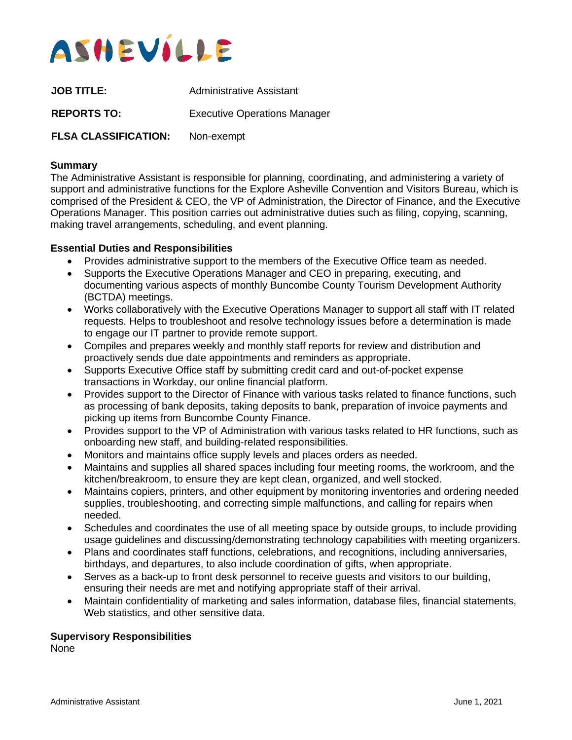ASHEVILLE

**JOB TITLE:** Administrative Assistant

**REPORTS TO:** Executive Operations Manager

**FLSA CLASSIFICATION:** Non-exempt

### Summary

The Administrative Assistant is responsible for planning, coordinating, and administering a variety of support and administrative functions for the Explore Asheville Convention and Visitors Bureau, which is comprised of the President & CEO, the VP of Administration, the Director of Finance, and the Executive Operations Manager. This position carries out administrative duties such as filing, copying, scanning, making travel arrangements, scheduling, and event planning.

### Essential Duties and Responsibilities

- Provides administrative support to the members of the Executive Office team as needed.
- Supports the Executive Operations Manager and CEO in preparing, executing, and documenting various aspects of monthly Buncombe County Tourism Development Authority (BCTDA) meetings.
- Works collaboratively with the Executive Operations Manager to support all staff with IT related requests. Helps to troubleshoot and resolve technology issues before a determination is made to engage our IT partner to provide remote support.
- Compiles and prepares weekly and monthly staff reports for review and distribution and proactively sends due date appointments and reminders as appropriate.
- Supports Executive Office staff by submitting credit card and out-of-pocket expense transactions in Workday, our online financial platform.
- Provides support to the Director of Finance with various tasks related to finance functions, such as processing of bank deposits, taking deposits to bank, preparation of invoice payments and picking up items from Buncombe County Finance.
- Provides support to the VP of Administration with various tasks related to HR functions, such as onboarding new staff, and building-related responsibilities.
- Monitors and maintains office supply levels and places orders as needed.
- Maintains and supplies all shared spaces including four meeting rooms, the workroom, and the kitchen/breakroom, to ensure they are kept clean, organized, and well stocked.
- Maintains copiers, printers, and other equipment by monitoring inventories and ordering needed supplies, troubleshooting, and correcting simple malfunctions, and calling for repairs when needed.
- Schedules and coordinates the use of all meeting space by outside groups, to include providing usage guidelines and discussing/demonstrating technology capabilities with meeting organizers.
- Plans and coordinates staff functions, celebrations, and recognitions, including anniversaries, birthdays, and departures, to also include coordination of gifts, when appropriate.
- Serves as a back-up to front desk personnel to receive guests and visitors to our building, ensuring their needs are met and notifying appropriate staff of their arrival.
- Maintain confidentiality of marketing and sales information, database files, financial statements, Web statistics, and other sensitive data.

### Supervisory Responsibilities

None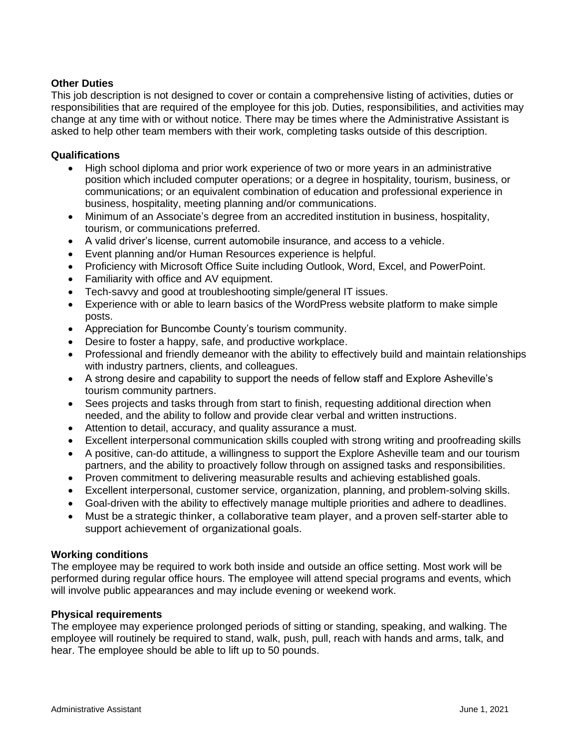**Other Duties**

This job description is not designed to cover or contain a comprehensive listing of activities, duties or responsibilities that are required of the employee for this job. Duties, responsibilities, and activities may change at any time with or without notice. There may be times where the Administrative Assistant is asked to help other team members with their work, completing tasks outside of this description.

**Qualifications**

- High school diploma and prior work experience of two or more years in an administrative position which included computer operations; or a degree in hospitality, tourism, business, or communications; or an equivalent combination of education and professional experience in business, hospitality, meeting planning and/or communications.
- Minimum of an Associate's degree from an accredited institution in business, hospitality, tourism, or communications preferred.
- A valid driver's license, current automobile insurance, and access to a vehicle.
- Event planning and/or Human Resources experience is helpful.
- Proficiency with Microsoft Office Suite including Outlook, Word, Excel, and PowerPoint.
- Familiarity with office and AV equipment.
- Tech-savvy and good at troubleshooting simple/general IT issues.
- Experience with or able to learn basics of the WordPress website platform to make simple posts.
- Appreciation for Buncombe County's tourism community.
- Desire to foster a happy, safe, and productive workplace.
- Professional and friendly demeanor with the ability to effectively build and maintain relationships with industry partners, clients, and colleagues.
- A strong desire and capability to support the needs of fellow staff and Explore Asheville's tourism community partners.
- Sees projects and tasks through from start to finish, requesting additional direction when needed, and the ability to follow and provide clear verbal and written instructions.
- Attention to detail, accuracy, and quality assurance a must.
- Excellent interpersonal communication skills coupled with strong writing and proofreading skills
- A positive, can-do attitude, a willingness to support the Explore Asheville team and our tourism partners, and the ability to proactively follow through on assigned tasks and responsibilities.
- Proven commitment to delivering measurable results and achieving established goals.
- Excellent interpersonal, customer service, organization, planning, and problem-solving skills.
- Goal-driven with the ability to effectively manage multiple priorities and adhere to deadlines.
- Must be a strategic thinker, a collaborative team player, and a proven self-starter able to support achievement of organizational goals.

**Working conditions**

The employee may be required to work both inside and outside an office setting. Most work will be performed during regular office hours. The employee will attend special programs and events, which will involve public appearances and may include evening or weekend work.

**Physical requirements**

The employee may experience prolonged periods of sitting or standing, speaking, and walking. The employee will routinely be required to stand, walk, push, pull, reach with hands and arms, talk, and hear. The employee should be able to lift up to 50 pounds.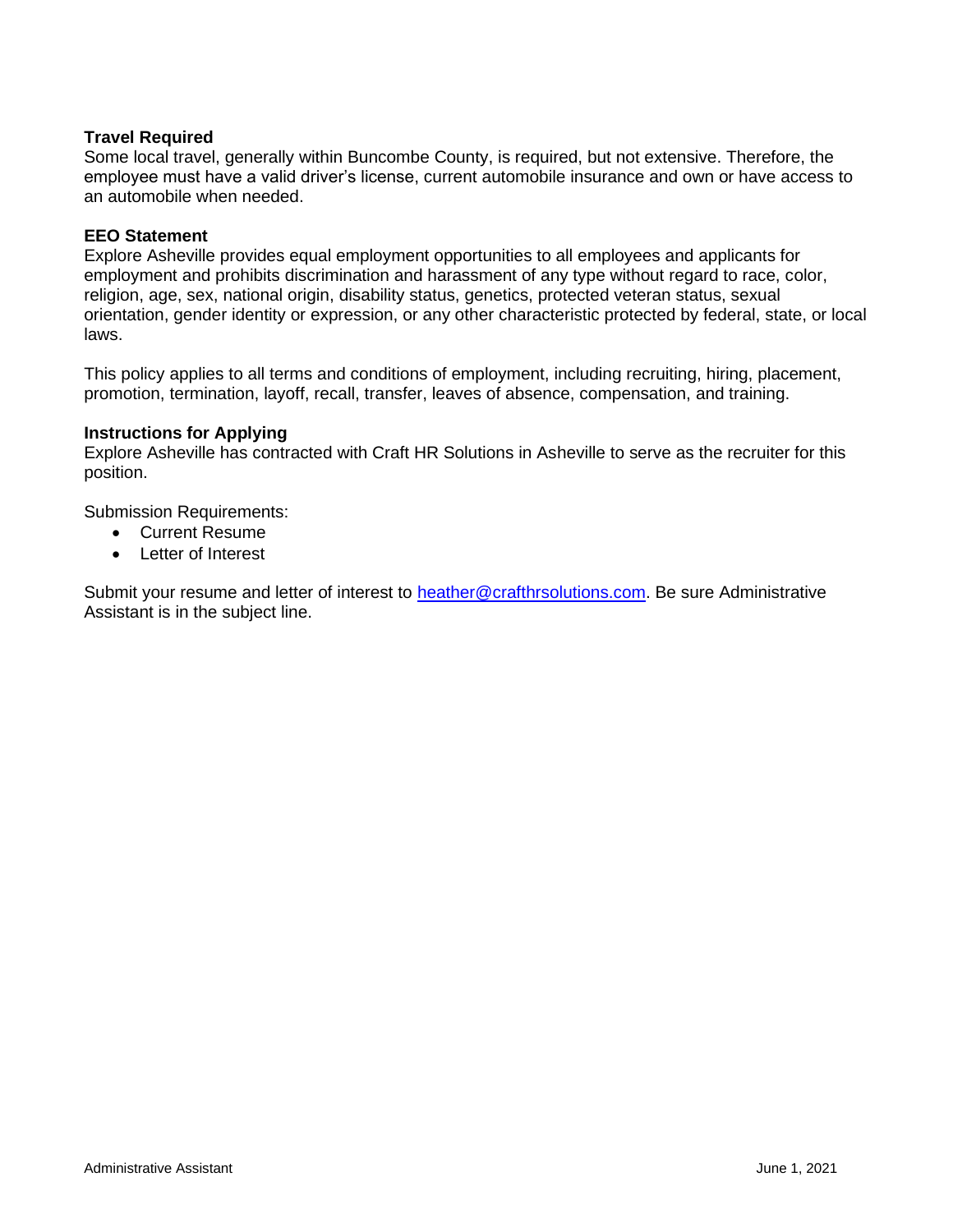**Travel Required**
Some local travel, generally within Buncombe County, is required, but not extensive. Therefore, the employee must have a valid driver's license, current automobile insurance and own or have access to an automobile when needed.

**EEO Statement**
Explore Asheville provides equal employment opportunities to all employees and applicants for employment and prohibits discrimination and harassment of any type without regard to race, color, religion, age, sex, national origin, disability status, genetics, protected veteran status, sexual orientation, gender identity or expression, or any other characteristic protected by federal, state, or local laws.

This policy applies to all terms and conditions of employment, including recruiting, hiring, placement, promotion, termination, layoff, recall, transfer, leaves of absence, compensation, and training.

**Instructions for Applying**
Explore Asheville has contracted with Craft HR Solutions in Asheville to serve as the recruiter for this position.

Submission Requirements:

- Current Resume
- Letter of Interest

Submit your resume and letter of interest to heather@crafthrsolutions.com. Be sure Administrative Assistant is in the subject line.